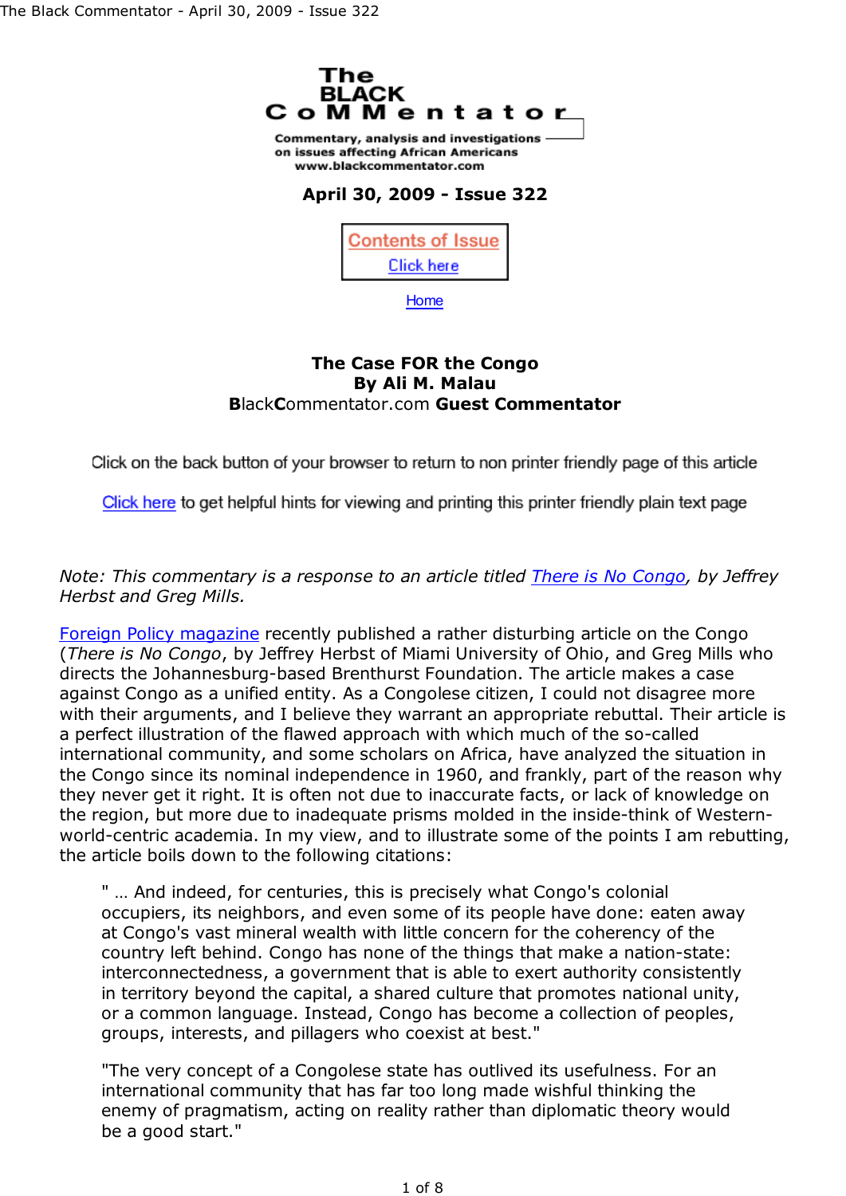# The BLACK CoMMentator

Commentary, analysis and investigations on issues affecting African Americans
www.blackcommentator.com

**April 30, 2009 - Issue 322**

Contents of Issue
Click here

Home

## The Case FOR the Congo
**By Ali M. Malau**
**B**lack**C**ommentator.com **Guest Commentator**

Click on the back button of your browser to return to non printer friendly page of this article

Click here to get helpful hints for viewing and printing this printer friendly plain text page

*Note: This commentary is a response to an article titled* There is No Congo*, by Jeffrey Herbst and Greg Mills.*

Foreign Policy magazine recently published a rather disturbing article on the Congo (*There is No Congo*, by Jeffrey Herbst of Miami University of Ohio, and Greg Mills who directs the Johannesburg-based Brenthurst Foundation. The article makes a case against Congo as a unified entity. As a Congolese citizen, I could not disagree more with their arguments, and I believe they warrant an appropriate rebuttal. Their article is a perfect illustration of the flawed approach with which much of the so-called international community, and some scholars on Africa, have analyzed the situation in the Congo since its nominal independence in 1960, and frankly, part of the reason why they never get it right. It is often not due to inaccurate facts, or lack of knowledge on the region, but more due to inadequate prisms molded in the inside-think of Western-world-centric academia. In my view, and to illustrate some of the points I am rebutting, the article boils down to the following citations:

> " … And indeed, for centuries, this is precisely what Congo's colonial occupiers, its neighbors, and even some of its people have done: eaten away at Congo's vast mineral wealth with little concern for the coherency of the country left behind. Congo has none of the things that make a nation-state: interconnectedness, a government that is able to exert authority consistently in territory beyond the capital, a shared culture that promotes national unity, or a common language. Instead, Congo has become a collection of peoples, groups, interests, and pillagers who coexist at best."
>
> "The very concept of a Congolese state has outlived its usefulness. For an international community that has far too long made wishful thinking the enemy of pragmatism, acting on reality rather than diplomatic theory would be a good start."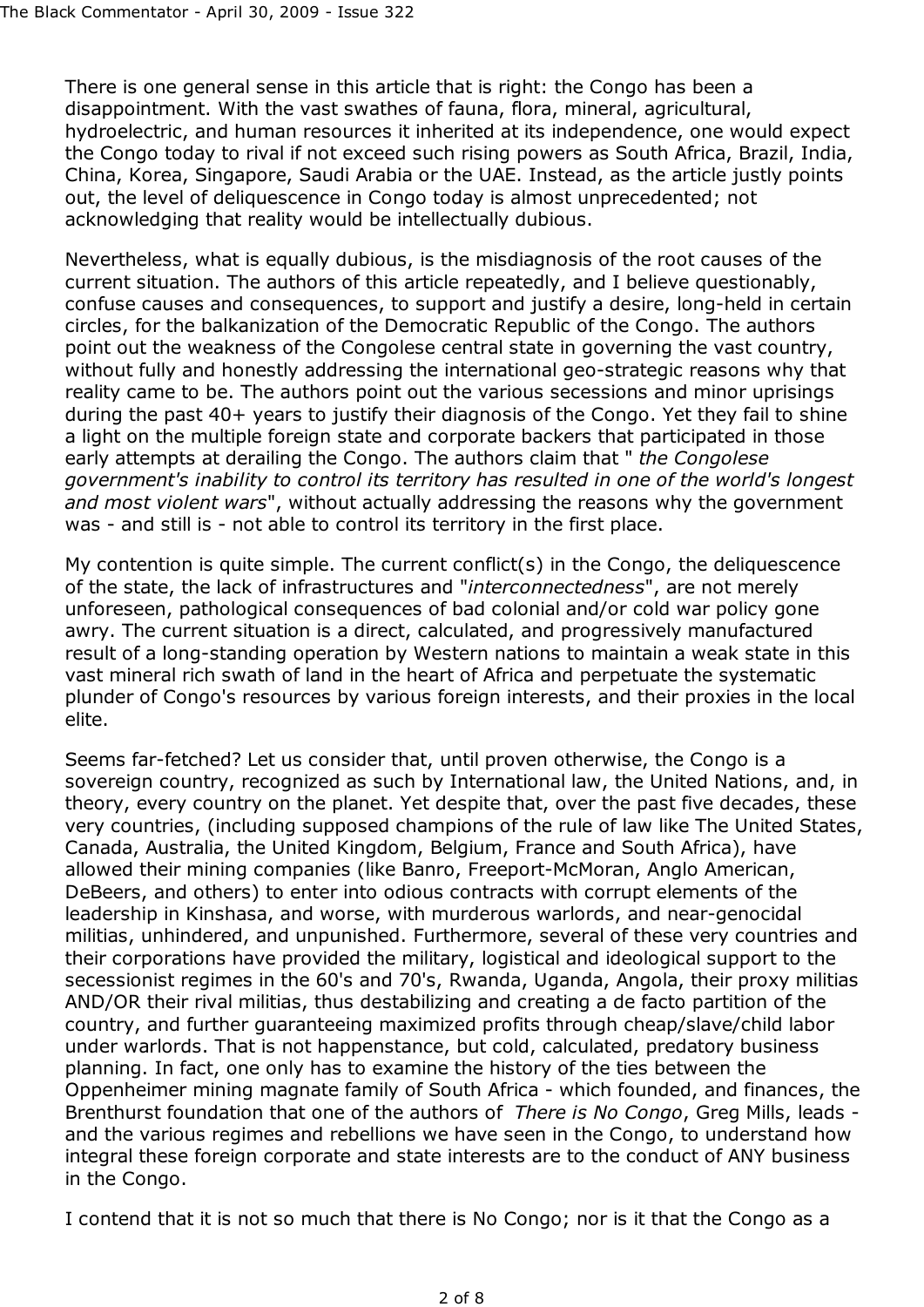There is one general sense in this article that is right: the Congo has been a disappointment. With the vast swathes of fauna, flora, mineral, agricultural, hydroelectric, and human resources it inherited at its independence, one would expect the Congo today to rival if not exceed such rising powers as South Africa, Brazil, India, China, Korea, Singapore, Saudi Arabia or the UAE. Instead, as the article justly points out, the level of deliquescence in Congo today is almost unprecedented; not acknowledging that reality would be intellectually dubious.

Nevertheless, what is equally dubious, is the misdiagnosis of the root causes of the current situation. The authors of this article repeatedly, and I believe questionably, confuse causes and consequences, to support and justify a desire, long-held in certain circles, for the balkanization of the Democratic Republic of the Congo. The authors point out the weakness of the Congolese central state in governing the vast country, without fully and honestly addressing the international geo-strategic reasons why that reality came to be. The authors point out the various secessions and minor uprisings during the past 40+ years to justify their diagnosis of the Congo. Yet they fail to shine a light on the multiple foreign state and corporate backers that participated in those early attempts at derailing the Congo. The authors claim that " *the Congolese government's inability to control its territory has resulted in one of the world's longest and most violent wars*", without actually addressing the reasons why the government was - and still is - not able to control its territory in the first place.

My contention is quite simple. The current conflict(s) in the Congo, the deliquescence of the state, the lack of infrastructures and "*interconnectedness*", are not merely unforeseen, pathological consequences of bad colonial and/or cold war policy gone awry. The current situation is a direct, calculated, and progressively manufactured result of a long-standing operation by Western nations to maintain a weak state in this vast mineral rich swath of land in the heart of Africa and perpetuate the systematic plunder of Congo's resources by various foreign interests, and their proxies in the local elite.

Seems far-fetched? Let us consider that, until proven otherwise, the Congo is a sovereign country, recognized as such by International law, the United Nations, and, in theory, every country on the planet. Yet despite that, over the past five decades, these very countries, (including supposed champions of the rule of law like The United States, Canada, Australia, the United Kingdom, Belgium, France and South Africa), have allowed their mining companies (like Banro, Freeport-McMoran, Anglo American, DeBeers, and others) to enter into odious contracts with corrupt elements of the leadership in Kinshasa, and worse, with murderous warlords, and near-genocidal militias, unhindered, and unpunished. Furthermore, several of these very countries and their corporations have provided the military, logistical and ideological support to the secessionist regimes in the 60's and 70's, Rwanda, Uganda, Angola, their proxy militias AND/OR their rival militias, thus destabilizing and creating a de facto partition of the country, and further guaranteeing maximized profits through cheap/slave/child labor under warlords. That is not happenstance, but cold, calculated, predatory business planning. In fact, one only has to examine the history of the ties between the Oppenheimer mining magnate family of South Africa - which founded, and finances, the Brenthurst foundation that one of the authors of *There is No Congo*, Greg Mills, leads - and the various regimes and rebellions we have seen in the Congo, to understand how integral these foreign corporate and state interests are to the conduct of ANY business in the Congo.

I contend that it is not so much that there is No Congo; nor is it that the Congo as a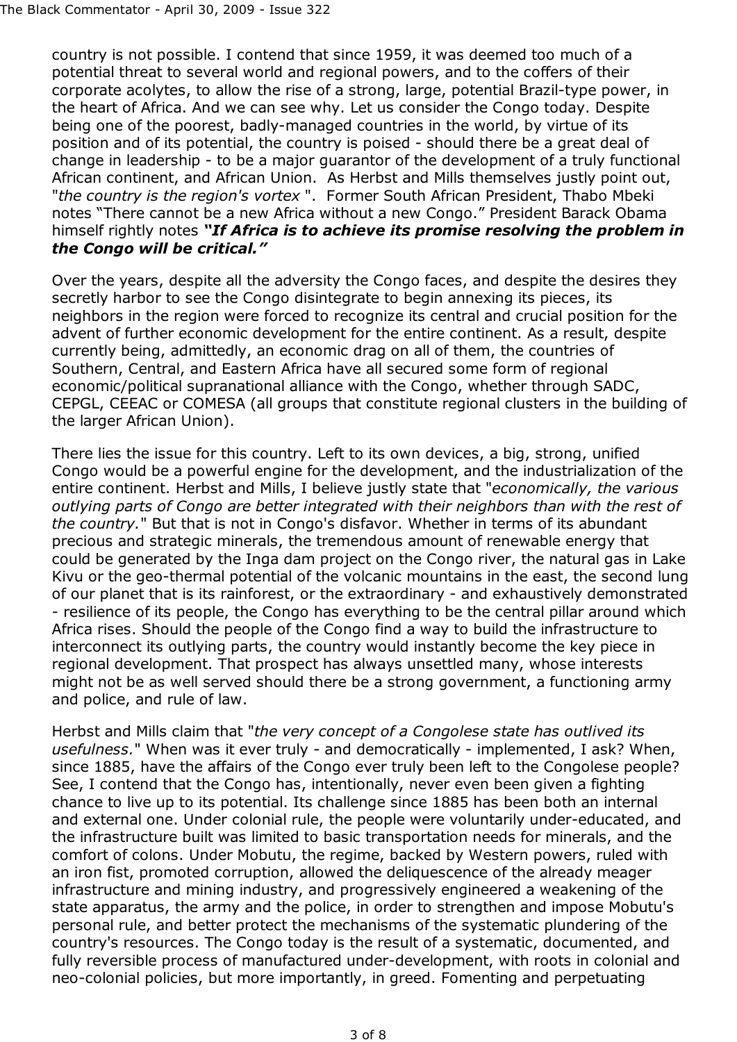country is not possible. I contend that since 1959, it was deemed too much of a potential threat to several world and regional powers, and to the coffers of their corporate acolytes, to allow the rise of a strong, large, potential Brazil-type power, in the heart of Africa. And we can see why. Let us consider the Congo today. Despite being one of the poorest, badly-managed countries in the world, by virtue of its position and of its potential, the country is poised - should there be a great deal of change in leadership - to be a major guarantor of the development of a truly functional African continent, and African Union. As Herbst and Mills themselves justly point out, "*the country is the region's vortex* ". Former South African President, Thabo Mbeki notes "There cannot be a new Africa without a new Congo." President Barack Obama himself rightly notes ***"If Africa is to achieve its promise resolving the problem in the Congo will be critical."***

Over the years, despite all the adversity the Congo faces, and despite the desires they secretly harbor to see the Congo disintegrate to begin annexing its pieces, its neighbors in the region were forced to recognize its central and crucial position for the advent of further economic development for the entire continent. As a result, despite currently being, admittedly, an economic drag on all of them, the countries of Southern, Central, and Eastern Africa have all secured some form of regional economic/political supranational alliance with the Congo, whether through SADC, CEPGL, CEEAC or COMESA (all groups that constitute regional clusters in the building of the larger African Union).

There lies the issue for this country. Left to its own devices, a big, strong, unified Congo would be a powerful engine for the development, and the industrialization of the entire continent. Herbst and Mills, I believe justly state that "*economically, the various outlying parts of Congo are better integrated with their neighbors than with the rest of the country.*" But that is not in Congo's disfavor. Whether in terms of its abundant precious and strategic minerals, the tremendous amount of renewable energy that could be generated by the Inga dam project on the Congo river, the natural gas in Lake Kivu or the geo-thermal potential of the volcanic mountains in the east, the second lung of our planet that is its rainforest, or the extraordinary - and exhaustively demonstrated - resilience of its people, the Congo has everything to be the central pillar around which Africa rises. Should the people of the Congo find a way to build the infrastructure to interconnect its outlying parts, the country would instantly become the key piece in regional development. That prospect has always unsettled many, whose interests might not be as well served should there be a strong government, a functioning army and police, and rule of law.

Herbst and Mills claim that "*the very concept of a Congolese state has outlived its usefulness.*" When was it ever truly - and democratically - implemented, I ask? When, since 1885, have the affairs of the Congo ever truly been left to the Congolese people? See, I contend that the Congo has, intentionally, never even been given a fighting chance to live up to its potential. Its challenge since 1885 has been both an internal and external one. Under colonial rule, the people were voluntarily under-educated, and the infrastructure built was limited to basic transportation needs for minerals, and the comfort of colons. Under Mobutu, the regime, backed by Western powers, ruled with an iron fist, promoted corruption, allowed the deliquescence of the already meager infrastructure and mining industry, and progressively engineered a weakening of the state apparatus, the army and the police, in order to strengthen and impose Mobutu's personal rule, and better protect the mechanisms of the systematic plundering of the country's resources. The Congo today is the result of a systematic, documented, and fully reversible process of manufactured under-development, with roots in colonial and neo-colonial policies, but more importantly, in greed. Fomenting and perpetuating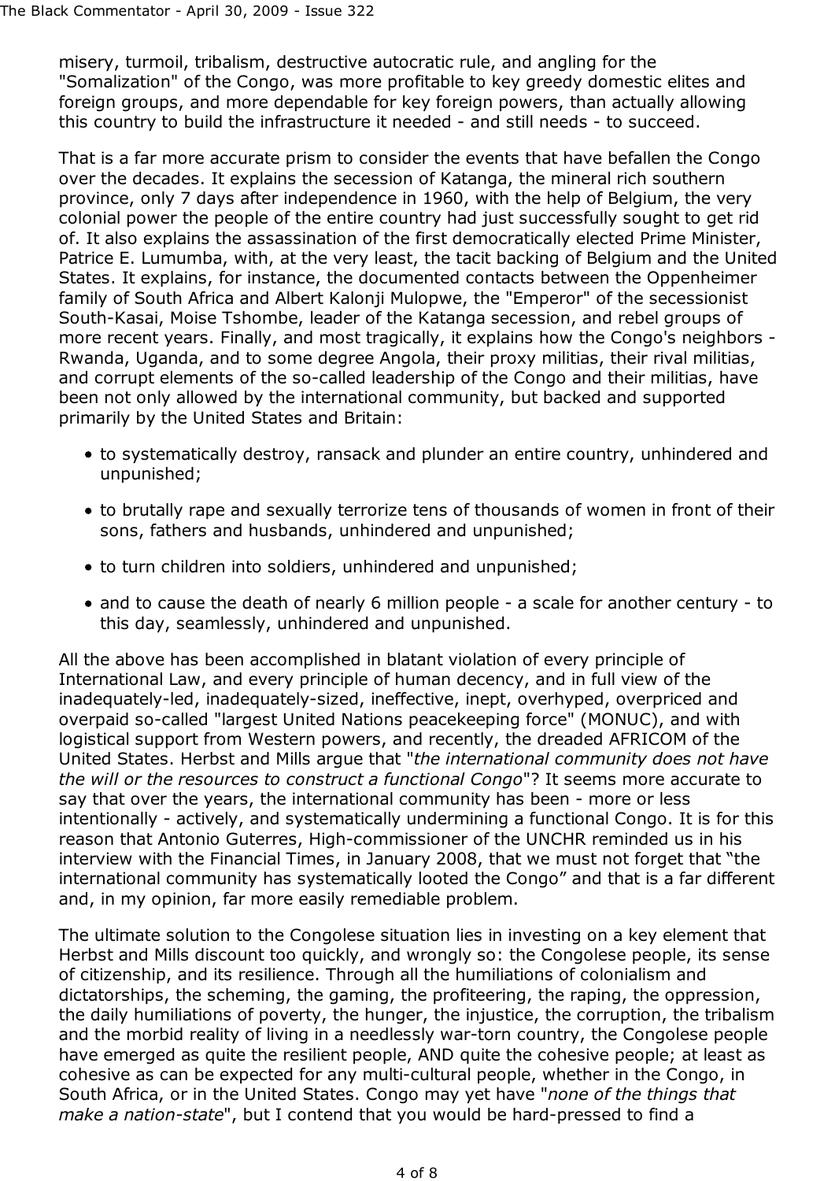misery, turmoil, tribalism, destructive autocratic rule, and angling for the "Somalization" of the Congo, was more profitable to key greedy domestic elites and foreign groups, and more dependable for key foreign powers, than actually allowing this country to build the infrastructure it needed - and still needs - to succeed.

That is a far more accurate prism to consider the events that have befallen the Congo over the decades. It explains the secession of Katanga, the mineral rich southern province, only 7 days after independence in 1960, with the help of Belgium, the very colonial power the people of the entire country had just successfully sought to get rid of. It also explains the assassination of the first democratically elected Prime Minister, Patrice E. Lumumba, with, at the very least, the tacit backing of Belgium and the United States. It explains, for instance, the documented contacts between the Oppenheimer family of South Africa and Albert Kalonji Mulopwe, the "Emperor" of the secessionist South-Kasai, Moise Tshombe, leader of the Katanga secession, and rebel groups of more recent years. Finally, and most tragically, it explains how the Congo's neighbors - Rwanda, Uganda, and to some degree Angola, their proxy militias, their rival militias, and corrupt elements of the so-called leadership of the Congo and their militias, have been not only allowed by the international community, but backed and supported primarily by the United States and Britain:

- to systematically destroy, ransack and plunder an entire country, unhindered and unpunished;
- to brutally rape and sexually terrorize tens of thousands of women in front of their sons, fathers and husbands, unhindered and unpunished;
- to turn children into soldiers, unhindered and unpunished;
- and to cause the death of nearly 6 million people - a scale for another century - to this day, seamlessly, unhindered and unpunished.

All the above has been accomplished in blatant violation of every principle of International Law, and every principle of human decency, and in full view of the inadequately-led, inadequately-sized, ineffective, inept, overhyped, overpriced and overpaid so-called "largest United Nations peacekeeping force" (MONUC), and with logistical support from Western powers, and recently, the dreaded AFRICOM of the United States. Herbst and Mills argue that "*the international community does not have the will or the resources to construct a functional Congo*"? It seems more accurate to say that over the years, the international community has been - more or less intentionally - actively, and systematically undermining a functional Congo. It is for this reason that Antonio Guterres, High-commissioner of the UNCHR reminded us in his interview with the Financial Times, in January 2008, that we must not forget that "the international community has systematically looted the Congo" and that is a far different and, in my opinion, far more easily remediable problem.

The ultimate solution to the Congolese situation lies in investing on a key element that Herbst and Mills discount too quickly, and wrongly so: the Congolese people, its sense of citizenship, and its resilience. Through all the humiliations of colonialism and dictatorships, the scheming, the gaming, the profiteering, the raping, the oppression, the daily humiliations of poverty, the hunger, the injustice, the corruption, the tribalism and the morbid reality of living in a needlessly war-torn country, the Congolese people have emerged as quite the resilient people, AND quite the cohesive people; at least as cohesive as can be expected for any multi-cultural people, whether in the Congo, in South Africa, or in the United States. Congo may yet have "*none of the things that make a nation-state*", but I contend that you would be hard-pressed to find a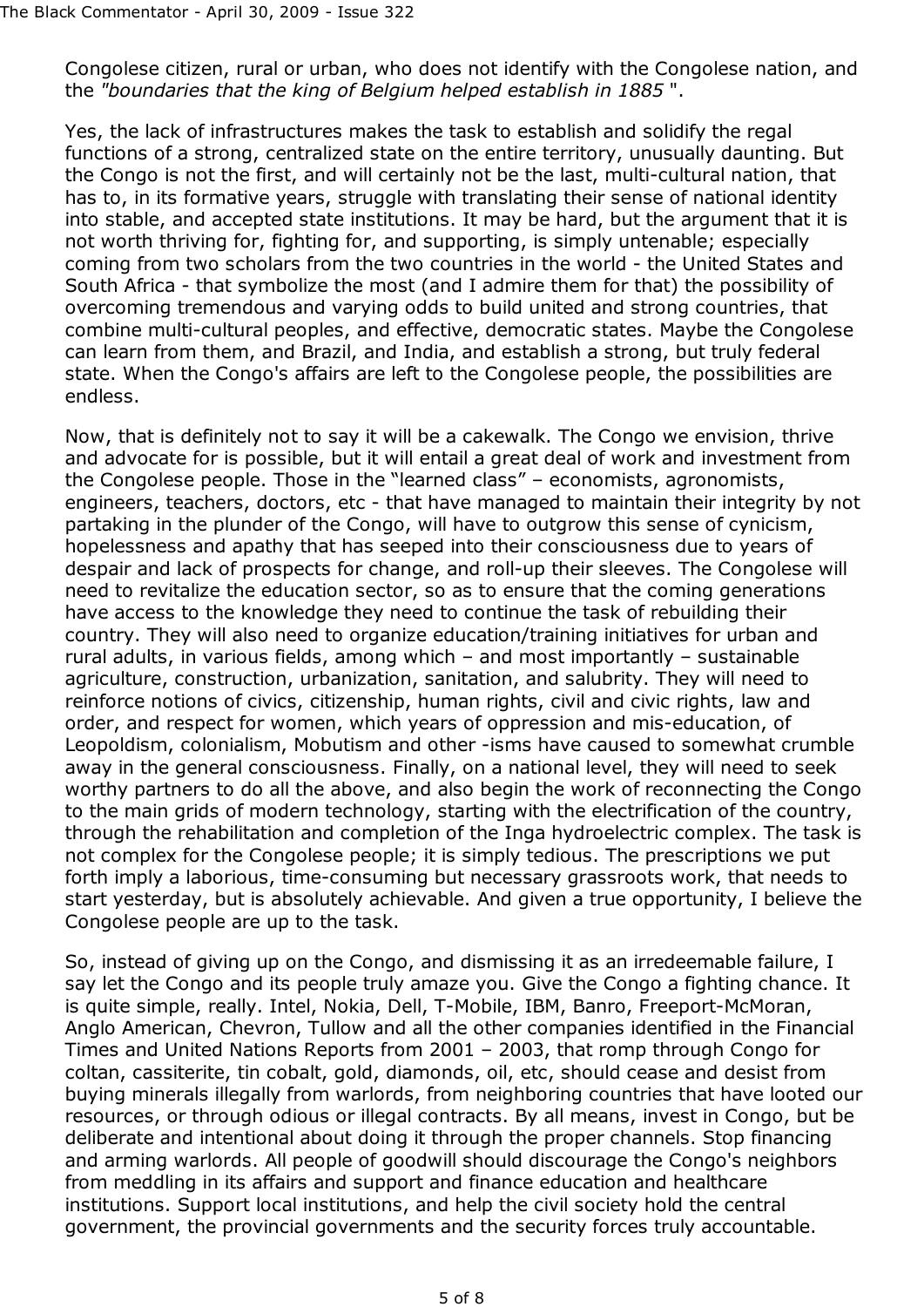Congolese citizen, rural or urban, who does not identify with the Congolese nation, and the *"boundaries that the king of Belgium helped establish in 1885* ".

Yes, the lack of infrastructures makes the task to establish and solidify the regal functions of a strong, centralized state on the entire territory, unusually daunting. But the Congo is not the first, and will certainly not be the last, multi-cultural nation, that has to, in its formative years, struggle with translating their sense of national identity into stable, and accepted state institutions. It may be hard, but the argument that it is not worth thriving for, fighting for, and supporting, is simply untenable; especially coming from two scholars from the two countries in the world - the United States and South Africa - that symbolize the most (and I admire them for that) the possibility of overcoming tremendous and varying odds to build united and strong countries, that combine multi-cultural peoples, and effective, democratic states. Maybe the Congolese can learn from them, and Brazil, and India, and establish a strong, but truly federal state. When the Congo's affairs are left to the Congolese people, the possibilities are endless.

Now, that is definitely not to say it will be a cakewalk. The Congo we envision, thrive and advocate for is possible, but it will entail a great deal of work and investment from the Congolese people. Those in the "learned class" – economists, agronomists, engineers, teachers, doctors, etc - that have managed to maintain their integrity by not partaking in the plunder of the Congo, will have to outgrow this sense of cynicism, hopelessness and apathy that has seeped into their consciousness due to years of despair and lack of prospects for change, and roll-up their sleeves. The Congolese will need to revitalize the education sector, so as to ensure that the coming generations have access to the knowledge they need to continue the task of rebuilding their country. They will also need to organize education/training initiatives for urban and rural adults, in various fields, among which – and most importantly – sustainable agriculture, construction, urbanization, sanitation, and salubrity. They will need to reinforce notions of civics, citizenship, human rights, civil and civic rights, law and order, and respect for women, which years of oppression and mis-education, of Leopoldism, colonialism, Mobutism and other -isms have caused to somewhat crumble away in the general consciousness. Finally, on a national level, they will need to seek worthy partners to do all the above, and also begin the work of reconnecting the Congo to the main grids of modern technology, starting with the electrification of the country, through the rehabilitation and completion of the Inga hydroelectric complex. The task is not complex for the Congolese people; it is simply tedious. The prescriptions we put forth imply a laborious, time-consuming but necessary grassroots work, that needs to start yesterday, but is absolutely achievable. And given a true opportunity, I believe the Congolese people are up to the task.

So, instead of giving up on the Congo, and dismissing it as an irredeemable failure, I say let the Congo and its people truly amaze you. Give the Congo a fighting chance. It is quite simple, really. Intel, Nokia, Dell, T-Mobile, IBM, Banro, Freeport-McMoran, Anglo American, Chevron, Tullow and all the other companies identified in the Financial Times and United Nations Reports from 2001 – 2003, that romp through Congo for coltan, cassiterite, tin cobalt, gold, diamonds, oil, etc, should cease and desist from buying minerals illegally from warlords, from neighboring countries that have looted our resources, or through odious or illegal contracts. By all means, invest in Congo, but be deliberate and intentional about doing it through the proper channels. Stop financing and arming warlords. All people of goodwill should discourage the Congo's neighbors from meddling in its affairs and support and finance education and healthcare institutions. Support local institutions, and help the civil society hold the central government, the provincial governments and the security forces truly accountable.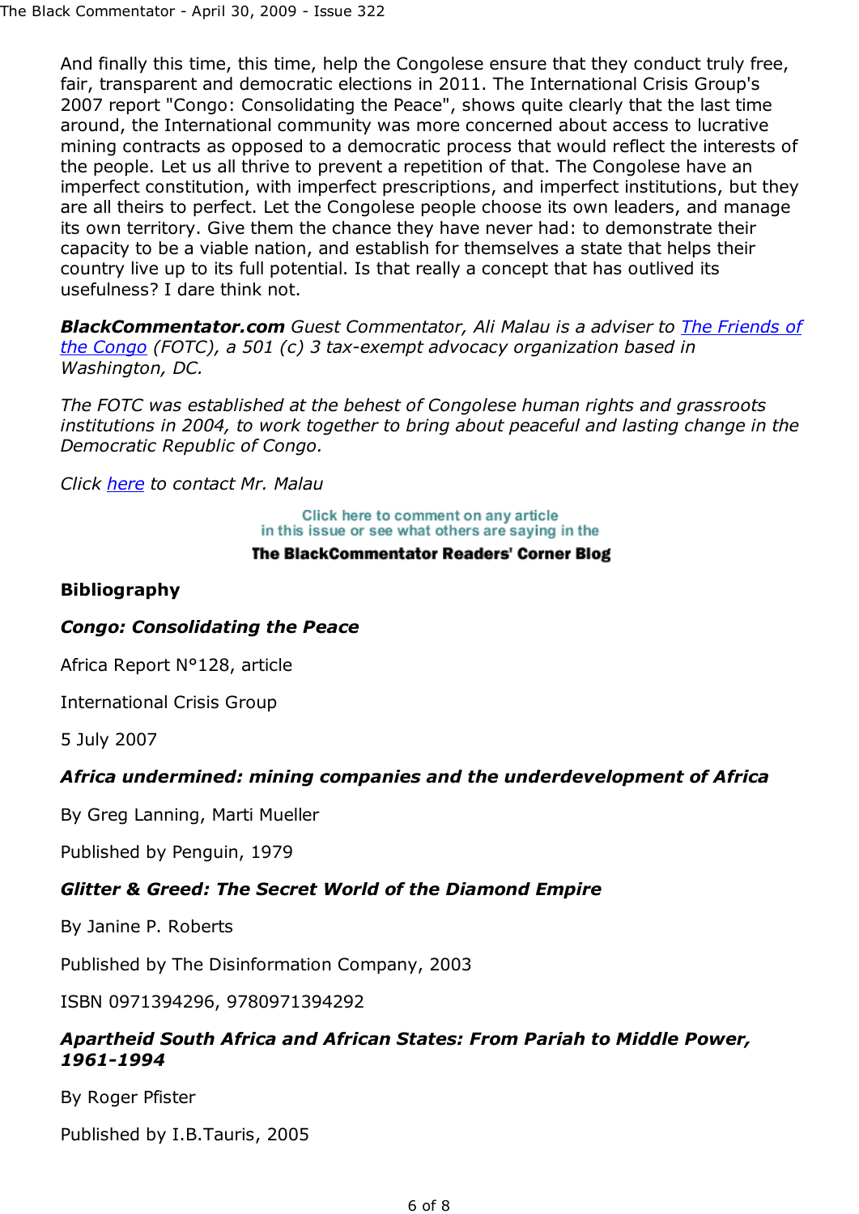And finally this time, this time, help the Congolese ensure that they conduct truly free, fair, transparent and democratic elections in 2011. The International Crisis Group's 2007 report "Congo: Consolidating the Peace", shows quite clearly that the last time around, the International community was more concerned about access to lucrative mining contracts as opposed to a democratic process that would reflect the interests of the people. Let us all thrive to prevent a repetition of that. The Congolese have an imperfect constitution, with imperfect prescriptions, and imperfect institutions, but they are all theirs to perfect. Let the Congolese people choose its own leaders, and manage its own territory. Give them the chance they have never had: to demonstrate their capacity to be a viable nation, and establish for themselves a state that helps their country live up to its full potential. Is that really a concept that has outlived its usefulness? I dare think not.

***BlackCommentator.com** Guest Commentator, Ali Malau is a adviser to The Friends of the Congo (FOTC), a 501 (c) 3 tax-exempt advocacy organization based in Washington, DC.*

*The FOTC was established at the behest of Congolese human rights and grassroots institutions in 2004, to work together to bring about peaceful and lasting change in the Democratic Republic of Congo.*

*Click here to contact Mr. Malau*

Click here to comment on any article in this issue or see what others are saying in the **The BlackCommentator Readers' Corner Blog**

**Bibliography**

***Congo: Consolidating the Peace***

Africa Report N°128, article

International Crisis Group

5 July 2007

***Africa undermined: mining companies and the underdevelopment of Africa***

By Greg Lanning, Marti Mueller

Published by Penguin, 1979

***Glitter & Greed: The Secret World of the Diamond Empire***

By Janine P. Roberts

Published by The Disinformation Company, 2003

ISBN 0971394296, 9780971394292

***Apartheid South Africa and African States: From Pariah to Middle Power, 1961-1994***

By Roger Pfister

Published by I.B.Tauris, 2005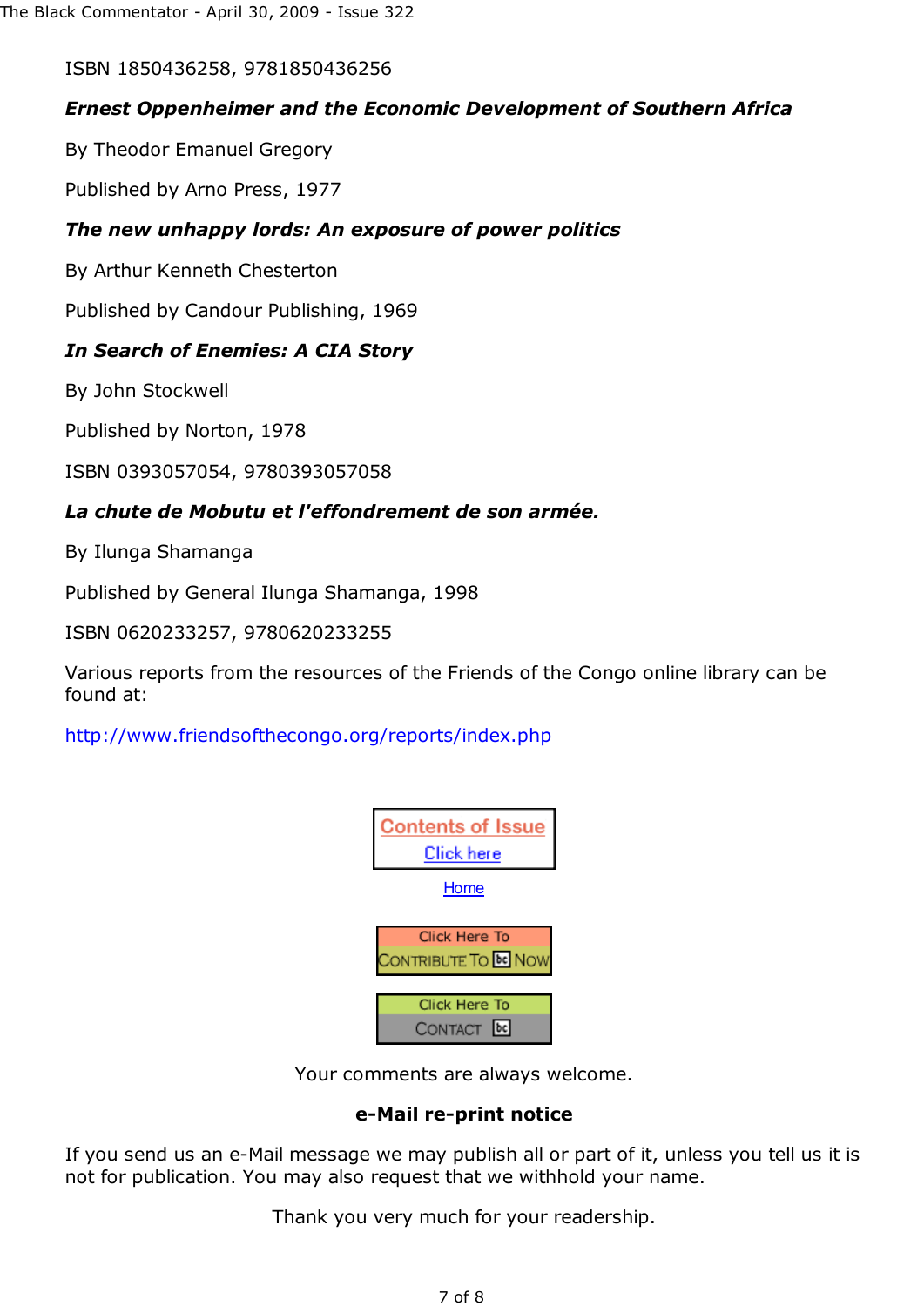ISBN 1850436258, 9781850436256

***Ernest Oppenheimer and the Economic Development of Southern Africa***

By Theodor Emanuel Gregory

Published by Arno Press, 1977

***The new unhappy lords: An exposure of power politics***

By Arthur Kenneth Chesterton

Published by Candour Publishing, 1969

***In Search of Enemies: A CIA Story***

By John Stockwell

Published by Norton, 1978

ISBN 0393057054, 9780393057058

***La chute de Mobutu et l'effondrement de son armée.***

By Ilunga Shamanga

Published by General Ilunga Shamanga, 1998

ISBN 0620233257, 9780620233255

Various reports from the resources of the Friends of the Congo online library can be found at:

http://www.friendsofthecongo.org/reports/index.php

Contents of Issue
Click here

Home

Click Here To CONTRIBUTE To bc NOW

Click Here To CONTACT bc

Your comments are always welcome.

**e-Mail re-print notice**

If you send us an e-Mail message we may publish all or part of it, unless you tell us it is not for publication. You may also request that we withhold your name.

Thank you very much for your readership.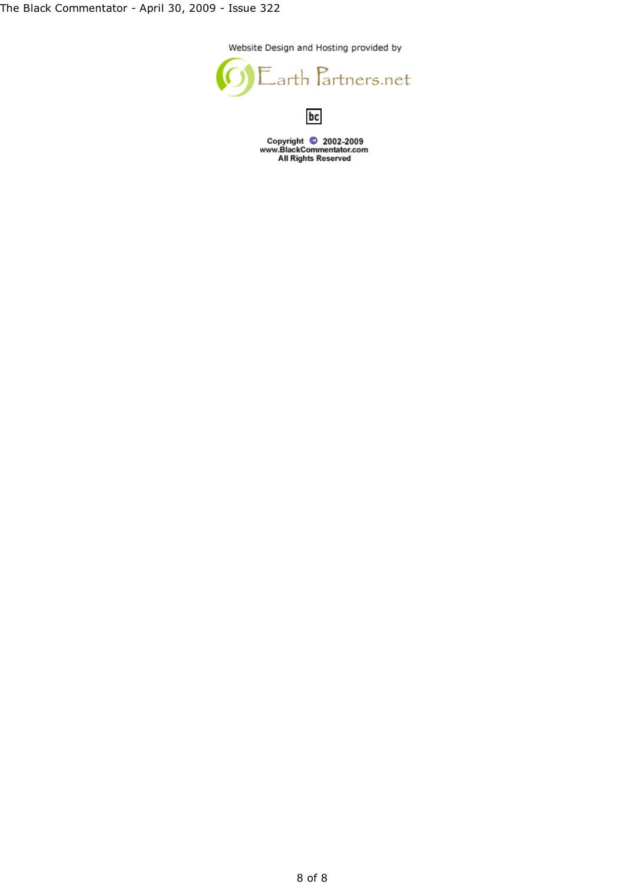Website Design and Hosting provided by

Earth Partners.net

bc

Copyright © 2002-2009
www.BlackCommentator.com
All Rights Reserved